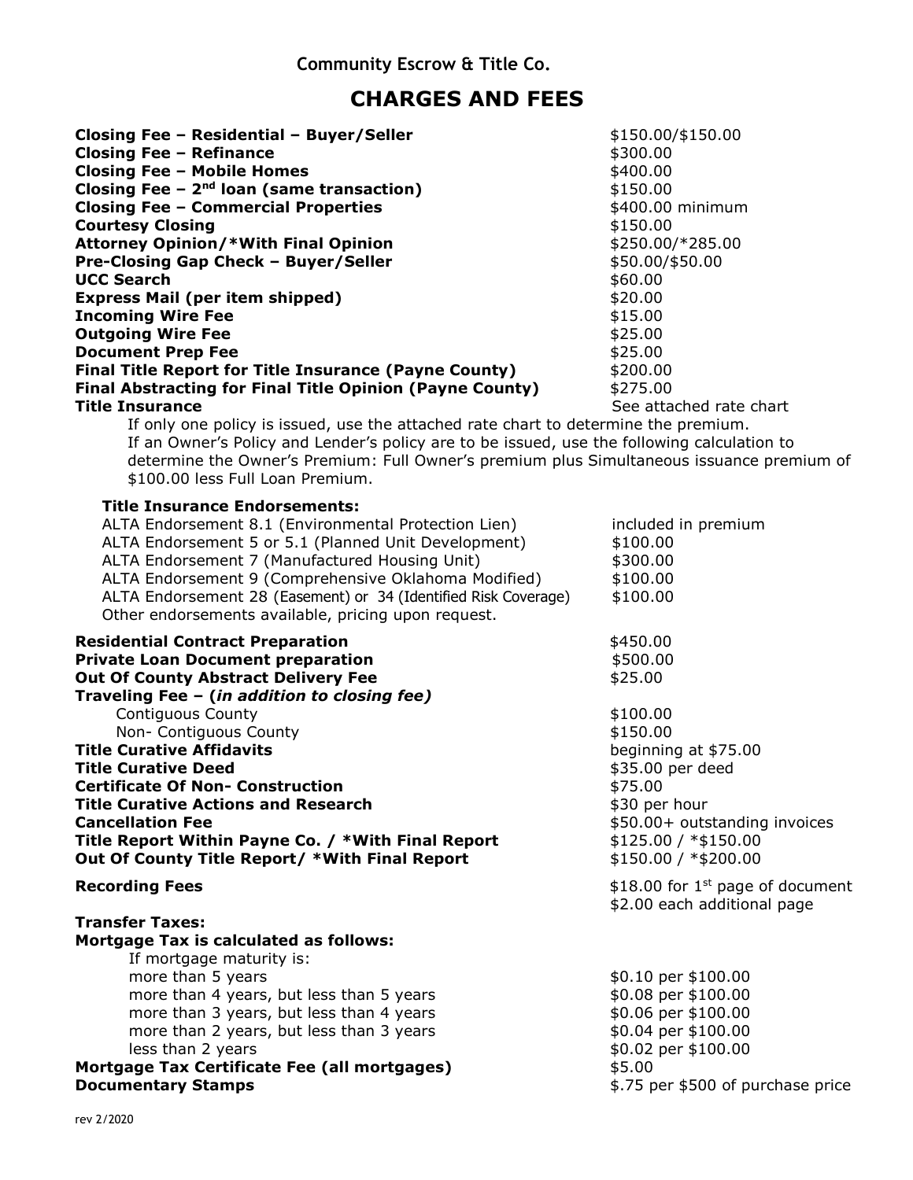**Community Escrow & Title Co.**

# CHARGES AND FEES

| | |
|---|---|
| **Closing Fee – Residential – Buyer/Seller** | $150.00/$150.00 |
| **Closing Fee – Refinance** | $300.00 |
| **Closing Fee – Mobile Homes** | $400.00 |
| **Closing Fee – 2nd loan (same transaction)** | $150.00 |
| **Closing Fee – Commercial Properties** | $400.00 minimum |
| **Courtesy Closing** | $150.00 |
| **Attorney Opinion/*With Final Opinion** | $250.00/*285.00 |
| **Pre-Closing Gap Check – Buyer/Seller** | $50.00/$50.00 |
| **UCC Search** | $60.00 |
| **Express Mail (per item shipped)** | $20.00 |
| **Incoming Wire Fee** | $15.00 |
| **Outgoing Wire Fee** | $25.00 |
| **Document Prep Fee** | $25.00 |
| **Final Title Report for Title Insurance (Payne County)** | $200.00 |
| **Final Abstracting for Final Title Opinion (Payne County)** | $275.00 |
| **Title Insurance** | See attached rate chart |

If only one policy is issued, use the attached rate chart to determine the premium.
If an Owner's Policy and Lender's policy are to be issued, use the following calculation to determine the Owner's Premium: Full Owner's premium plus Simultaneous issuance premium of $100.00 less Full Loan Premium.

**Title Insurance Endorsements:**

| | |
|---|---|
| ALTA Endorsement 8.1 (Environmental Protection Lien) | included in premium |
| ALTA Endorsement 5 or 5.1 (Planned Unit Development) | $100.00 |
| ALTA Endorsement 7 (Manufactured Housing Unit) | $300.00 |
| ALTA Endorsement 9 (Comprehensive Oklahoma Modified) | $100.00 |
| ALTA Endorsement 28 (Easement) or 34 (Identified Risk Coverage) | $100.00 |

Other endorsements available, pricing upon request.

| | |
|---|---|
| **Residential Contract Preparation** | $450.00 |
| **Private Loan Document preparation** | $500.00 |
| **Out Of County Abstract Delivery Fee** | $25.00 |
| **Traveling Fee – (*in addition to closing fee*)** | |
| Contiguous County | $100.00 |
| Non- Contiguous County | $150.00 |
| **Title Curative Affidavits** | beginning at $75.00 |
| **Title Curative Deed** | $35.00 per deed |
| **Certificate Of Non- Construction** | $75.00 |
| **Title Curative Actions and Research** | $30 per hour |
| **Cancellation Fee** | $50.00+ outstanding invoices |
| **Title Report Within Payne Co. / *With Final Report** | $125.00 / *$150.00 |
| **Out Of County Title Report/ *With Final Report** | $150.00 / *$200.00 |
| **Recording Fees** | $18.00 for 1st page of document<br>$2.00 each additional page |

**Transfer Taxes:**

**Mortgage Tax is calculated as follows:**

| If mortgage maturity is: | |
|---|---|
| more than 5 years | $0.10 per $100.00 |
| more than 4 years, but less than 5 years | $0.08 per $100.00 |
| more than 3 years, but less than 4 years | $0.06 per $100.00 |
| more than 2 years, but less than 3 years | $0.04 per $100.00 |
| less than 2 years | $0.02 per $100.00 |

| | |
|---|---|
| **Mortgage Tax Certificate Fee (all mortgages)** | $5.00 |
| **Documentary Stamps** | $.75 per $500 of purchase price |

rev 2/2020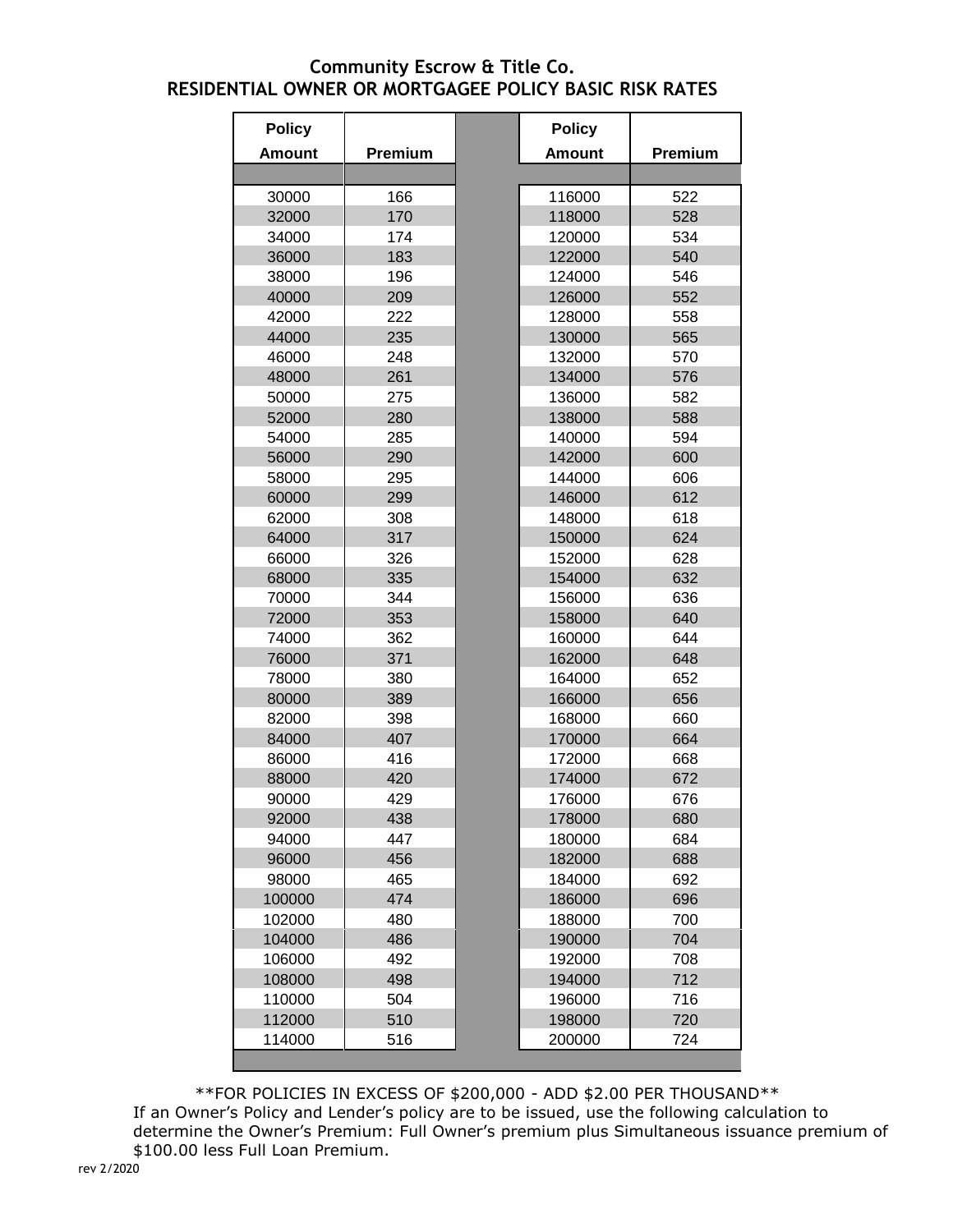# Community Escrow & Title Co.

## RESIDENTIAL OWNER OR MORTGAGEE POLICY BASIC RISK RATES

| Policy Amount | Premium | Policy Amount | Premium |
|---|---|---|---|
| 30000 | 166 | 116000 | 522 |
| 32000 | 170 | 118000 | 528 |
| 34000 | 174 | 120000 | 534 |
| 36000 | 183 | 122000 | 540 |
| 38000 | 196 | 124000 | 546 |
| 40000 | 209 | 126000 | 552 |
| 42000 | 222 | 128000 | 558 |
| 44000 | 235 | 130000 | 565 |
| 46000 | 248 | 132000 | 570 |
| 48000 | 261 | 134000 | 576 |
| 50000 | 275 | 136000 | 582 |
| 52000 | 280 | 138000 | 588 |
| 54000 | 285 | 140000 | 594 |
| 56000 | 290 | 142000 | 600 |
| 58000 | 295 | 144000 | 606 |
| 60000 | 299 | 146000 | 612 |
| 62000 | 308 | 148000 | 618 |
| 64000 | 317 | 150000 | 624 |
| 66000 | 326 | 152000 | 628 |
| 68000 | 335 | 154000 | 632 |
| 70000 | 344 | 156000 | 636 |
| 72000 | 353 | 158000 | 640 |
| 74000 | 362 | 160000 | 644 |
| 76000 | 371 | 162000 | 648 |
| 78000 | 380 | 164000 | 652 |
| 80000 | 389 | 166000 | 656 |
| 82000 | 398 | 168000 | 660 |
| 84000 | 407 | 170000 | 664 |
| 86000 | 416 | 172000 | 668 |
| 88000 | 420 | 174000 | 672 |
| 90000 | 429 | 176000 | 676 |
| 92000 | 438 | 178000 | 680 |
| 94000 | 447 | 180000 | 684 |
| 96000 | 456 | 182000 | 688 |
| 98000 | 465 | 184000 | 692 |
| 100000 | 474 | 186000 | 696 |
| 102000 | 480 | 188000 | 700 |
| 104000 | 486 | 190000 | 704 |
| 106000 | 492 | 192000 | 708 |
| 108000 | 498 | 194000 | 712 |
| 110000 | 504 | 196000 | 716 |
| 112000 | 510 | 198000 | 720 |
| 114000 | 516 | 200000 | 724 |

**FOR POLICIES IN EXCESS OF $200,000 - ADD $2.00 PER THOUSAND**

If an Owner's Policy and Lender's policy are to be issued, use the following calculation to determine the Owner's Premium: Full Owner's premium plus Simultaneous issuance premium of $100.00 less Full Loan Premium.

rev 2/2020